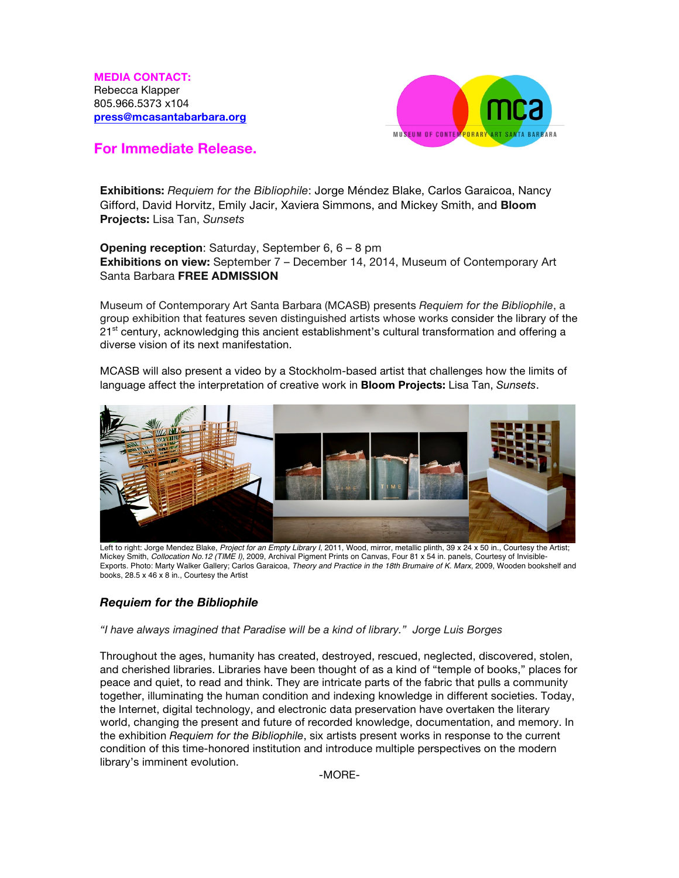**MEDIA CONTACT:**
Rebecca Klapper
805.966.5373 x104
press@mcasantabarbara.org

MUSEUM OF CONTEMPORARY ART SANTA BARBARA

## For Immediate Release.

**Exhibitions:** *Requiem for the Bibliophile*: Jorge Méndez Blake, Carlos Garaicoa, Nancy Gifford, David Horvitz, Emily Jacir, Xaviera Simmons, and Mickey Smith, and **Bloom Projects:** Lisa Tan, *Sunsets*

**Opening reception**: Saturday, September 6, 6 – 8 pm
**Exhibitions on view:** September 7 – December 14, 2014, Museum of Contemporary Art Santa Barbara **FREE ADMISSION**

Museum of Contemporary Art Santa Barbara (MCASB) presents *Requiem for the Bibliophile*, a group exhibition that features seven distinguished artists whose works consider the library of the 21st century, acknowledging this ancient establishment's cultural transformation and offering a diverse vision of its next manifestation.

MCASB will also present a video by a Stockholm-based artist that challenges how the limits of language affect the interpretation of creative work in **Bloom Projects:** Lisa Tan, *Sunsets*.

Left to right: Jorge Mendez Blake, *Project for an Empty Library I*, 2011, Wood, mirror, metallic plinth, 39 x 24 x 50 in., Courtesy the Artist; Mickey Smith, *Collocation No.12 (TIME I)*, 2009, Archival Pigment Prints on Canvas, Four 81 x 54 in. panels, Courtesy of Invisible-Exports. Photo: Marty Walker Gallery; Carlos Garaicoa, *Theory and Practice in the 18th Brumaire of K. Marx*, 2009, Wooden bookshelf and books, 28.5 x 46 x 8 in., Courtesy the Artist

### *Requiem for the Bibliophile*

*"I have always imagined that Paradise will be a kind of library." Jorge Luis Borges*

Throughout the ages, humanity has created, destroyed, rescued, neglected, discovered, stolen, and cherished libraries. Libraries have been thought of as a kind of "temple of books," places for peace and quiet, to read and think. They are intricate parts of the fabric that pulls a community together, illuminating the human condition and indexing knowledge in different societies. Today, the Internet, digital technology, and electronic data preservation have overtaken the literary world, changing the present and future of recorded knowledge, documentation, and memory. In the exhibition *Requiem for the Bibliophile*, six artists present works in response to the current condition of this time-honored institution and introduce multiple perspectives on the modern library's imminent evolution.

-MORE-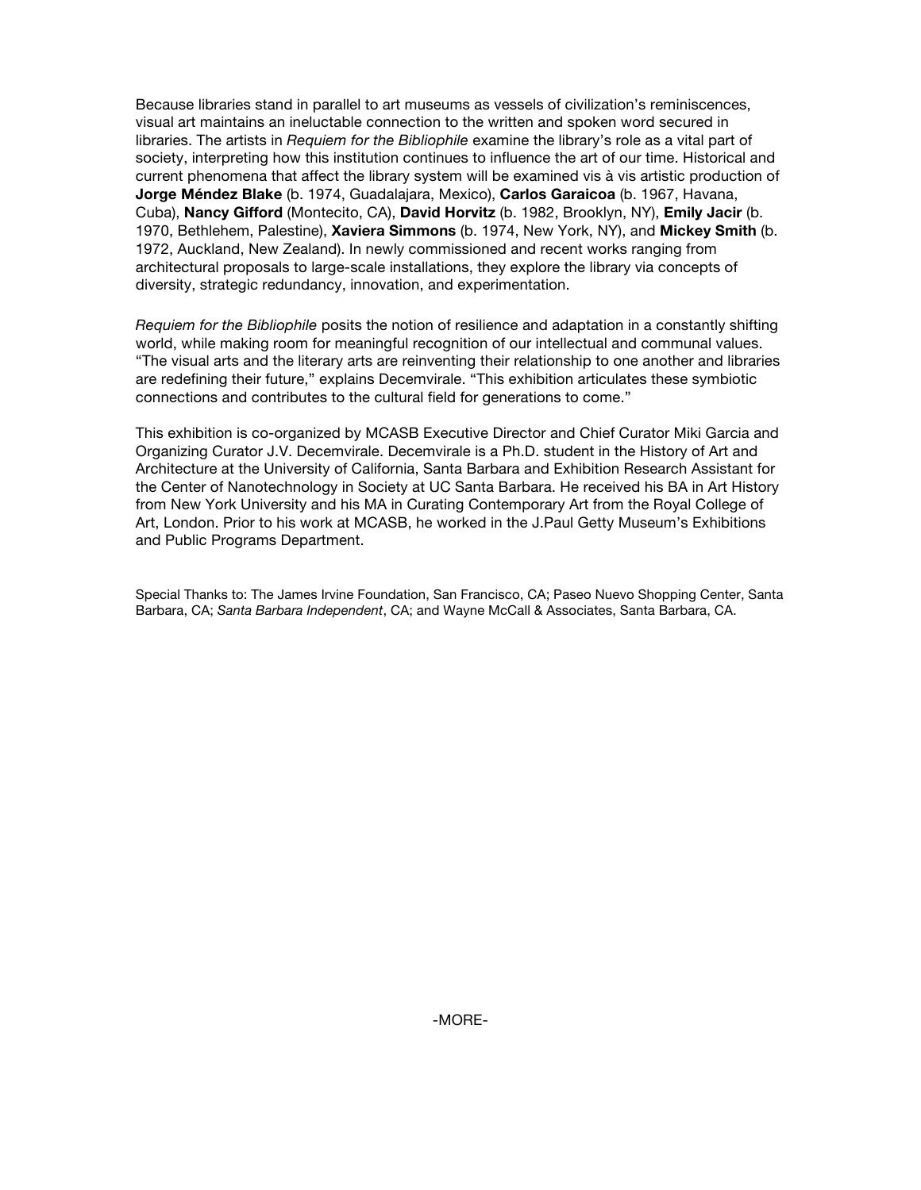Because libraries stand in parallel to art museums as vessels of civilization's reminiscences, visual art maintains an ineluctable connection to the written and spoken word secured in libraries. The artists in *Requiem for the Bibliophile* examine the library's role as a vital part of society, interpreting how this institution continues to influence the art of our time. Historical and current phenomena that affect the library system will be examined vis à vis artistic production of **Jorge Méndez Blake** (b. 1974, Guadalajara, Mexico), **Carlos Garaicoa** (b. 1967, Havana, Cuba), **Nancy Gifford** (Montecito, CA), **David Horvitz** (b. 1982, Brooklyn, NY), **Emily Jacir** (b. 1970, Bethlehem, Palestine), **Xaviera Simmons** (b. 1974, New York, NY), and **Mickey Smith** (b. 1972, Auckland, New Zealand). In newly commissioned and recent works ranging from architectural proposals to large-scale installations, they explore the library via concepts of diversity, strategic redundancy, innovation, and experimentation.

*Requiem for the Bibliophile* posits the notion of resilience and adaptation in a constantly shifting world, while making room for meaningful recognition of our intellectual and communal values. "The visual arts and the literary arts are reinventing their relationship to one another and libraries are redefining their future," explains Decemvirale. "This exhibition articulates these symbiotic connections and contributes to the cultural field for generations to come."

This exhibition is co-organized by MCASB Executive Director and Chief Curator Miki Garcia and Organizing Curator J.V. Decemvirale. Decemvirale is a Ph.D. student in the History of Art and Architecture at the University of California, Santa Barbara and Exhibition Research Assistant for the Center of Nanotechnology in Society at UC Santa Barbara. He received his BA in Art History from New York University and his MA in Curating Contemporary Art from the Royal College of Art, London. Prior to his work at MCASB, he worked in the J.Paul Getty Museum's Exhibitions and Public Programs Department.

Special Thanks to: The James Irvine Foundation, San Francisco, CA; Paseo Nuevo Shopping Center, Santa Barbara, CA; *Santa Barbara Independent*, CA; and Wayne McCall & Associates, Santa Barbara, CA.

-MORE-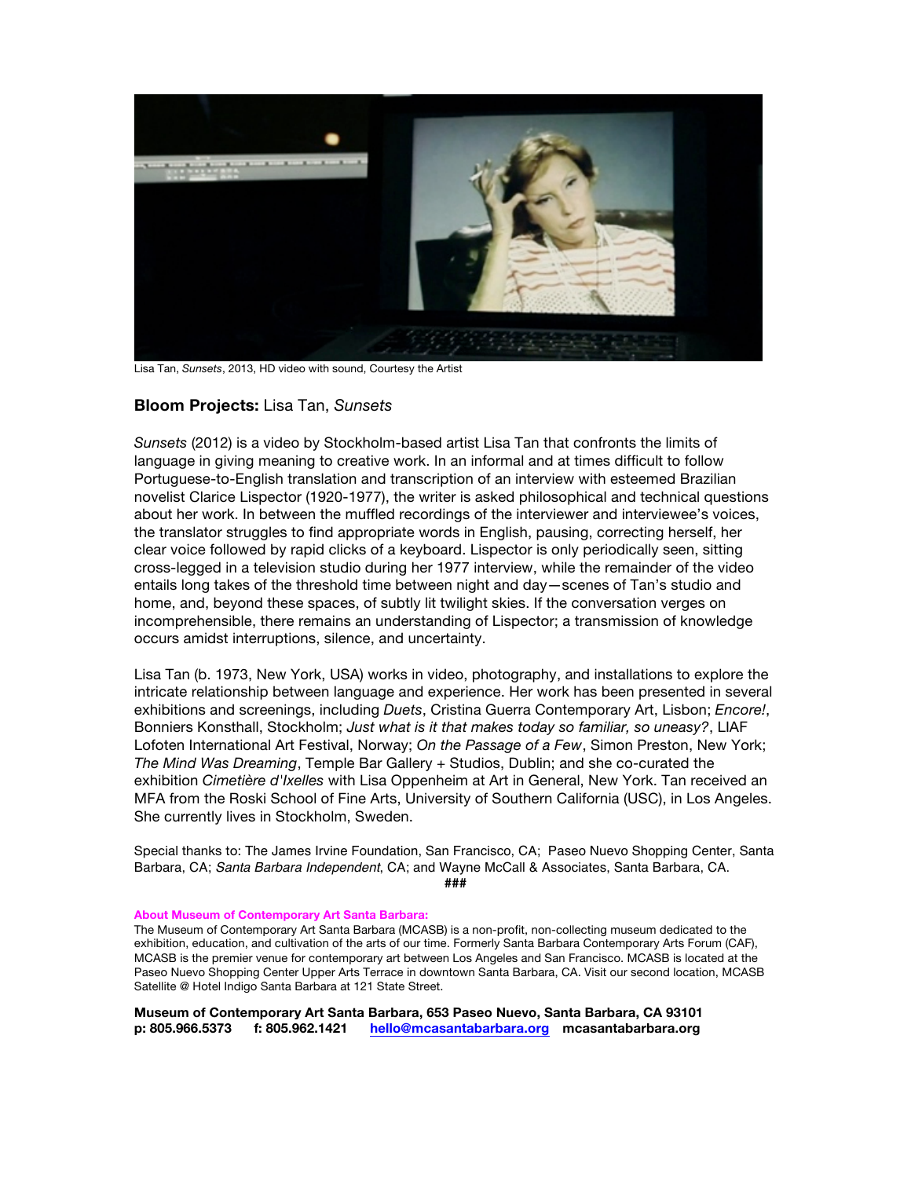Lisa Tan, *Sunsets*, 2013, HD video with sound, Courtesy the Artist

## **Bloom Projects:** Lisa Tan, *Sunsets*

*Sunsets* (2012) is a video by Stockholm-based artist Lisa Tan that confronts the limits of language in giving meaning to creative work. In an informal and at times difficult to follow Portuguese-to-English translation and transcription of an interview with esteemed Brazilian novelist Clarice Lispector (1920-1977), the writer is asked philosophical and technical questions about her work. In between the muffled recordings of the interviewer and interviewee's voices, the translator struggles to find appropriate words in English, pausing, correcting herself, her clear voice followed by rapid clicks of a keyboard. Lispector is only periodically seen, sitting cross-legged in a television studio during her 1977 interview, while the remainder of the video entails long takes of the threshold time between night and day—scenes of Tan's studio and home, and, beyond these spaces, of subtly lit twilight skies. If the conversation verges on incomprehensible, there remains an understanding of Lispector; a transmission of knowledge occurs amidst interruptions, silence, and uncertainty.

Lisa Tan (b. 1973, New York, USA) works in video, photography, and installations to explore the intricate relationship between language and experience. Her work has been presented in several exhibitions and screenings, including *Duets*, Cristina Guerra Contemporary Art, Lisbon; *Encore!*, Bonniers Konsthall, Stockholm; *Just what is it that makes today so familiar, so uneasy?*, LIAF Lofoten International Art Festival, Norway; *On the Passage of a Few*, Simon Preston, New York; *The Mind Was Dreaming*, Temple Bar Gallery + Studios, Dublin; and she co-curated the exhibition *Cimetière d'Ixelles* with Lisa Oppenheim at Art in General, New York. Tan received an MFA from the Roski School of Fine Arts, University of Southern California (USC), in Los Angeles. She currently lives in Stockholm, Sweden.

Special thanks to: The James Irvine Foundation, San Francisco, CA; Paseo Nuevo Shopping Center, Santa Barbara, CA; *Santa Barbara Independent*, CA; and Wayne McCall & Associates, Santa Barbara, CA.

###

**About Museum of Contemporary Art Santa Barbara:**

The Museum of Contemporary Art Santa Barbara (MCASB) is a non-profit, non-collecting museum dedicated to the exhibition, education, and cultivation of the arts of our time. Formerly Santa Barbara Contemporary Arts Forum (CAF), MCASB is the premier venue for contemporary art between Los Angeles and San Francisco. MCASB is located at the Paseo Nuevo Shopping Center Upper Arts Terrace in downtown Santa Barbara, CA. Visit our second location, MCASB Satellite @ Hotel Indigo Santa Barbara at 121 State Street.

**Museum of Contemporary Art Santa Barbara, 653 Paseo Nuevo, Santa Barbara, CA 93101**
**p: 805.966.5373 f: 805.962.1421 hello@mcasantabarbara.org mcasantabarbara.org**